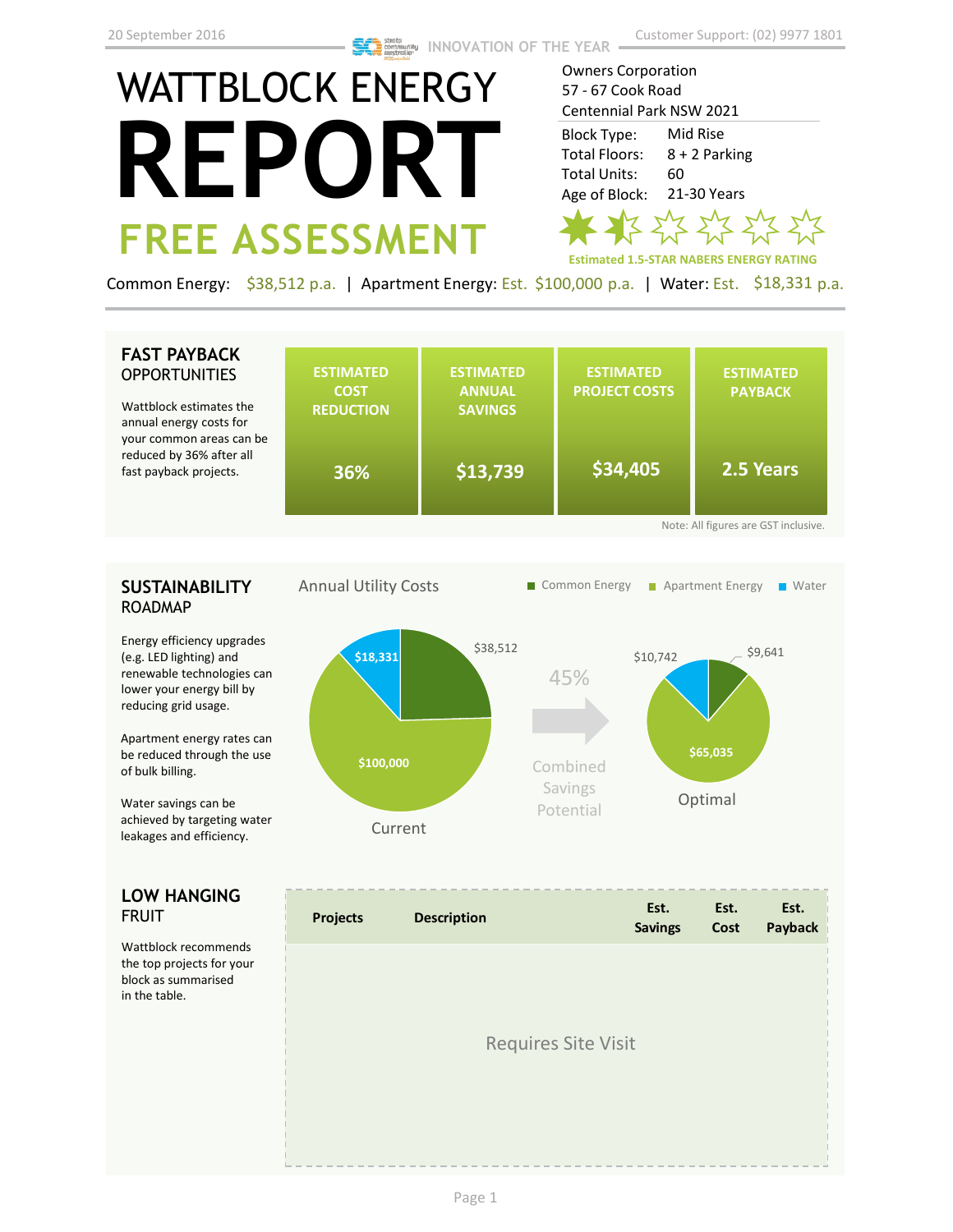20 September 2016

INNOVATION OF THE YEAR

Customer Support: (02) 9977 1801

# WATTBLOCK ENERGY REPORT

## FREE ASSESSMENT

Owners Corporation
57 - 67 Cook Road
Centennial Park NSW 2021

| | |
|---|---|
| Block Type: | Mid Rise |
| Total Floors: | 8 + 2 Parking |
| Total Units: | 60 |
| Age of Block: | 21-30 Years |

Estimated 1.5-STAR NABERS ENERGY RATING

Common Energy: $38,512 p.a. | Apartment Energy: Est. $100,000 p.a. | Water: Est. $18,331 p.a.

## FAST PAYBACK OPPORTUNITIES

Wattblock estimates the annual energy costs for your common areas can be reduced by 36% after all fast payback projects.

| ESTIMATED COST REDUCTION | ESTIMATED ANNUAL SAVINGS | ESTIMATED PROJECT COSTS | ESTIMATED PAYBACK |
|---|---|---|---|
| 36% | $13,739 | $34,405 | 2.5 Years |

Note: All figures are GST inclusive.

## SUSTAINABILITY ROADMAP

Energy efficiency upgrades (e.g. LED lighting) and renewable technologies can lower your energy bill by reducing grid usage.

Apartment energy rates can be reduced through the use of bulk billing.

Water savings can be achieved by targeting water leakages and efficiency.

Annual Utility Costs

Common Energy | Apartment Energy | Water

Current: Common Energy $38,512; Apartment Energy $100,000; Water $18,331

45% Combined Savings Potential

Optimal: Common Energy $9,641; Apartment Energy $65,035; Water $10,742

## LOW HANGING FRUIT

Wattblock recommends the top projects for your block as summarised in the table.

| Projects | Description | Est. Savings | Est. Cost | Est. Payback |
|---|---|---|---|---|
| Requires Site Visit | | | | |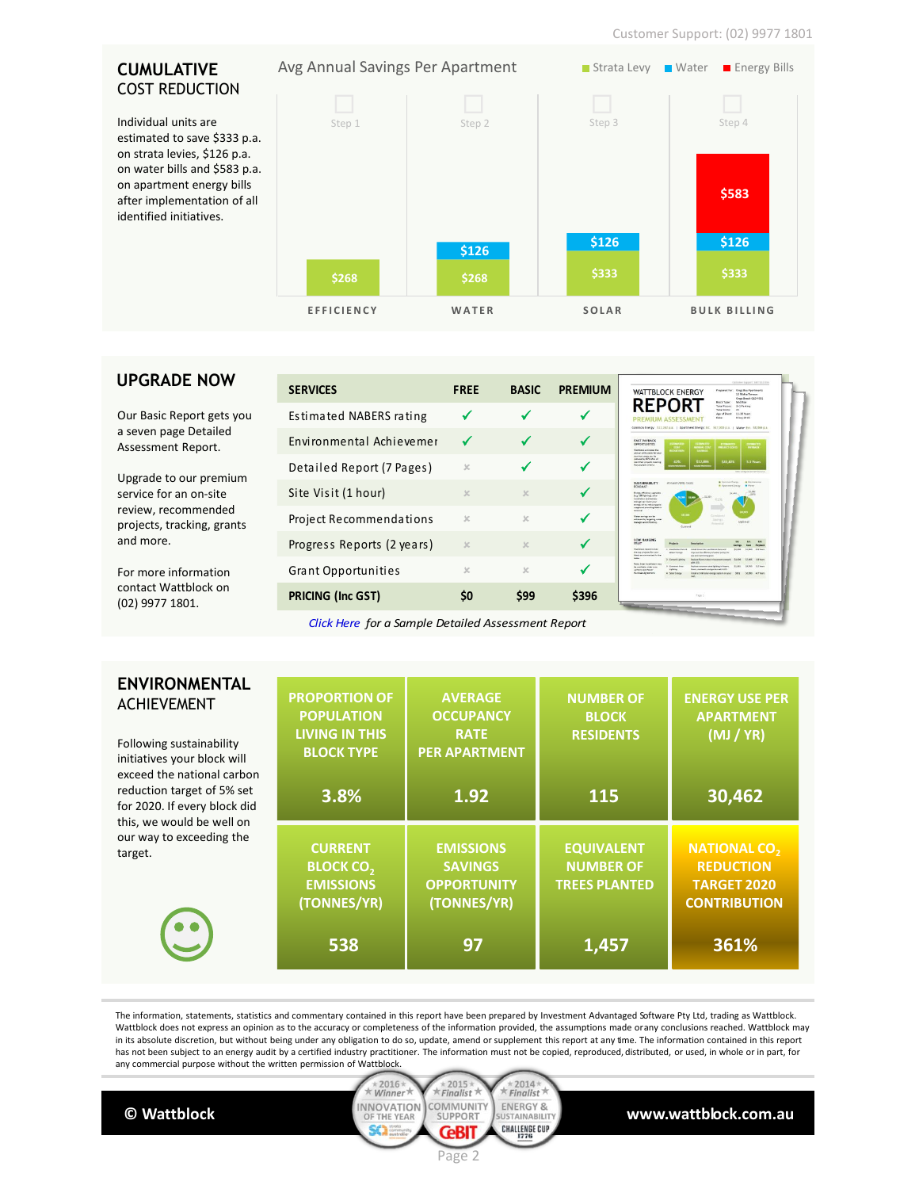## CUMULATIVE COST REDUCTION

Individual units are estimated to save $333 p.a. on strata levies, $126 p.a. on water bills and $583 p.a. on apartment energy bills after implementation of all identified initiatives.

Avg Annual Savings Per Apartment

Strata Levy
Water
Energy Bills

Step 1
$268
EFFICIENCY

Step 2
$126
$268
WATER

Step 3
$126
$333
SOLAR

Step 4
$583
$126
$333
BULK BILLING

## UPGRADE NOW

Our Basic Report gets you a seven page Detailed Assessment Report.

Upgrade to our premium service for an on-site review, recommended projects, tracking, grants and more.

For more information contact Wattblock on (02) 9977 1801.

| SERVICES | FREE | BASIC | PREMIUM |
|---|---|---|---|
| Estimated NABERS rating | ✓ | ✓ | ✓ |
| Environmental Achievemer | ✓ | ✓ | ✓ |
| Detailed Report (7 Pages) | × | ✓ | ✓ |
| Site Visit (1 hour) | × | × | ✓ |
| Project Recommendations | × | × | ✓ |
| Progress Reports (2 years) | × | × | ✓ |
| Grant Opportunities | × | × | ✓ |
| PRICING (Inc GST) | $0 | $99 | $396 |

*Click Here for a Sample Detailed Assessment Report*

## ENVIRONMENTAL ACHIEVEMENT

Following sustainability initiatives your block will exceed the national carbon reduction target of 5% set for 2020. If every block did this, we would be well on our way to exceeding the target.

| | | | |
|---|---|---|---|
| PROPORTION OF POPULATION LIVING IN THIS BLOCK TYPE | AVERAGE OCCUPANCY RATE PER APARTMENT | NUMBER OF BLOCK RESIDENTS | ENERGY USE PER APARTMENT (MJ / YR) |
| 3.8% | 1.92 | 115 | 30,462 |
| CURRENT BLOCK $CO_2$ EMISSIONS (TONNES/YR) | EMISSIONS SAVINGS OPPORTUNITY (TONNES/YR) | EQUIVALENT NUMBER OF TREES PLANTED | NATIONAL $CO_2$ REDUCTION TARGET 2020 CONTRIBUTION |
| 538 | 97 | 1,457 | 361% |

The information, statements, statistics and commentary contained in this report have been prepared by Investment Advantaged Software Pty Ltd, trading as Wattblock. Wattblock does not express an opinion as to the accuracy or completeness of the information provided, the assumptions made orany conclusions reached. Wattblock may in its absolute discretion, but without being under any obligation to do so, update, amend or supplement this report at any time. The information contained in this report has not been subject to an energy audit by a certified industry practitioner. The information must not be copied, reproduced, distributed, or used, in whole or in part, for any commercial purpose without the written permission of Wattblock.

© Wattblock

2016 Winner INNOVATION OF THE YEAR | 2015 Finalist COMMUNITY SUPPORT CeBIT | 2014 Finalist ENERGY & SUSTAINABILITY CHALLENGE CUP

www.wattblock.com.au